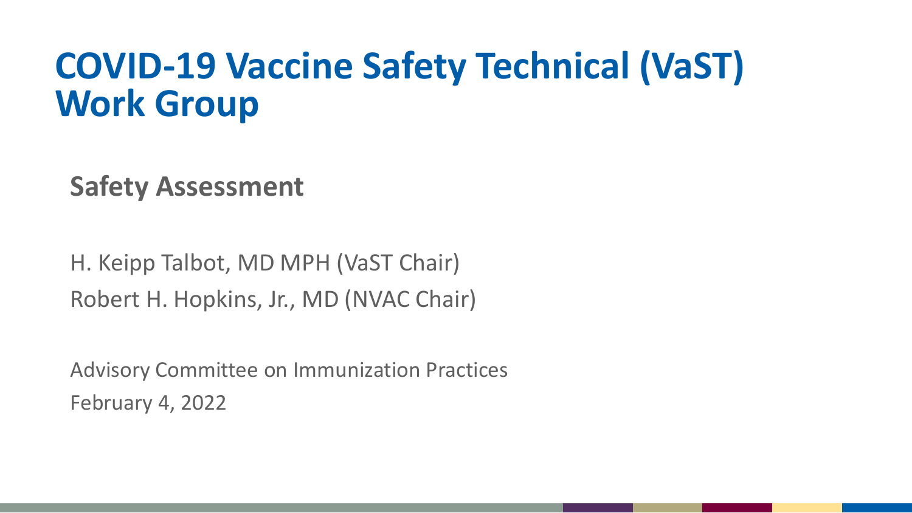# COVID-19 Vaccine Safety Technical (VaST) Work Group

## Safety Assessment

H. Keipp Talbot, MD MPH (VaST Chair)

Robert H. Hopkins, Jr., MD (NVAC Chair)

Advisory Committee on Immunization Practices

February 4, 2022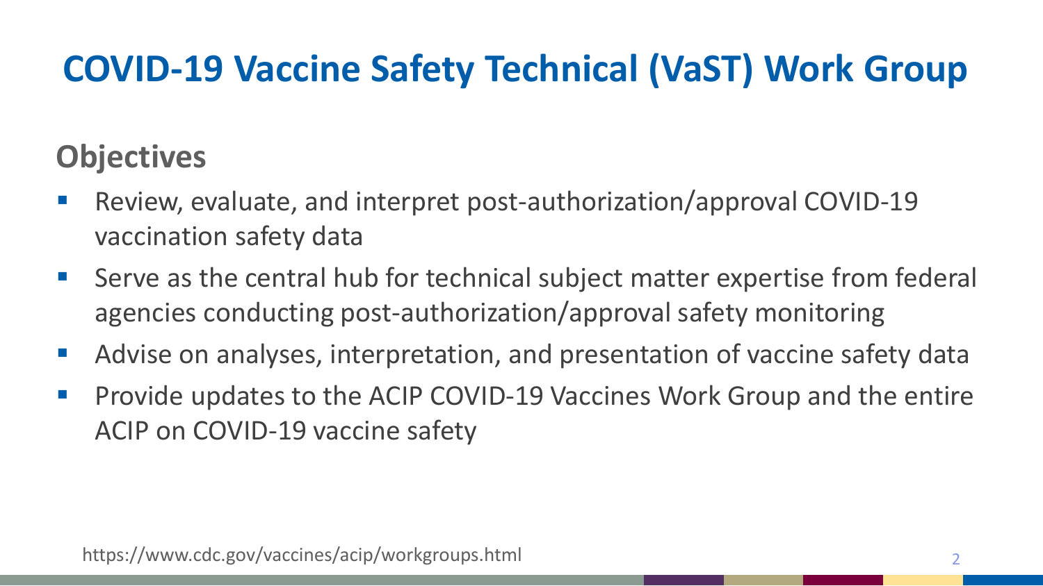# COVID-19 Vaccine Safety Technical (VaST) Work Group

## Objectives

- Review, evaluate, and interpret post-authorization/approval COVID-19 vaccination safety data
- Serve as the central hub for technical subject matter expertise from federal agencies conducting post-authorization/approval safety monitoring
- Advise on analyses, interpretation, and presentation of vaccine safety data
- Provide updates to the ACIP COVID-19 Vaccines Work Group and the entire ACIP on COVID-19 vaccine safety

https://www.cdc.gov/vaccines/acip/workgroups.html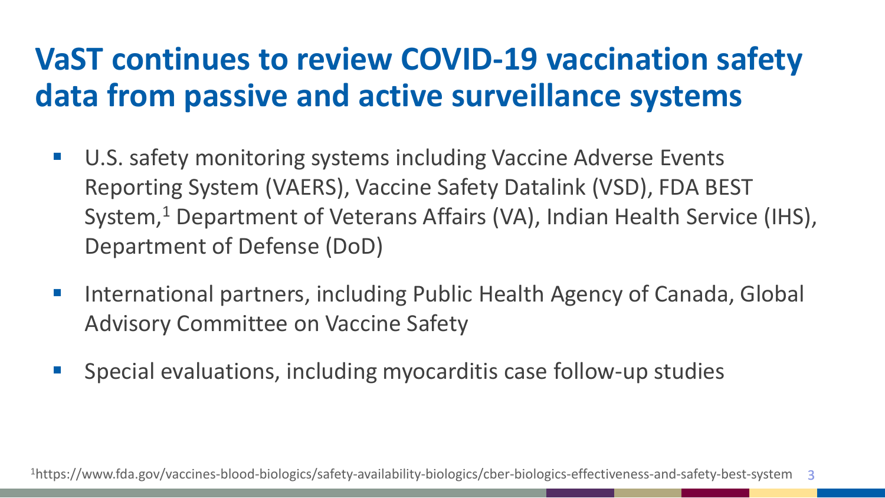# VaST continues to review COVID-19 vaccination safety data from passive and active surveillance systems

- U.S. safety monitoring systems including Vaccine Adverse Events Reporting System (VAERS), Vaccine Safety Datalink (VSD), FDA BEST System,[1] Department of Veterans Affairs (VA), Indian Health Service (IHS), Department of Defense (DoD)
- International partners, including Public Health Agency of Canada, Global Advisory Committee on Vaccine Safety
- Special evaluations, including myocarditis case follow-up studies

[1]https://www.fda.gov/vaccines-blood-biologics/safety-availability-biologics/cber-biologics-effectiveness-and-safety-best-system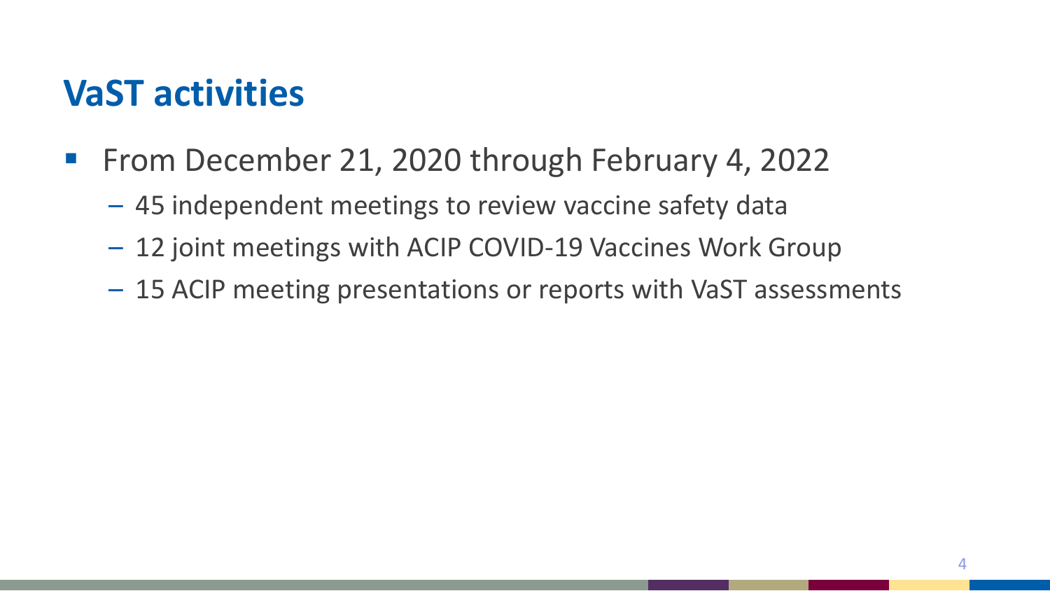# VaST activities

- From December 21, 2020 through February 4, 2022
  - 45 independent meetings to review vaccine safety data
  - 12 joint meetings with ACIP COVID-19 Vaccines Work Group
  - 15 ACIP meeting presentations or reports with VaST assessments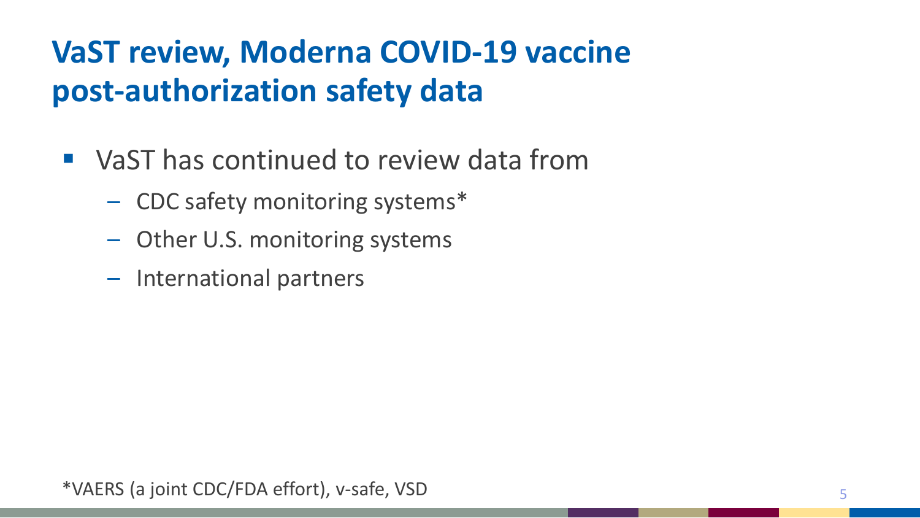# VaST review, Moderna COVID-19 vaccine post-authorization safety data

- VaST has continued to review data from
  - CDC safety monitoring systems*
  - Other U.S. monitoring systems
  - International partners

*VAERS (a joint CDC/FDA effort), v-safe, VSD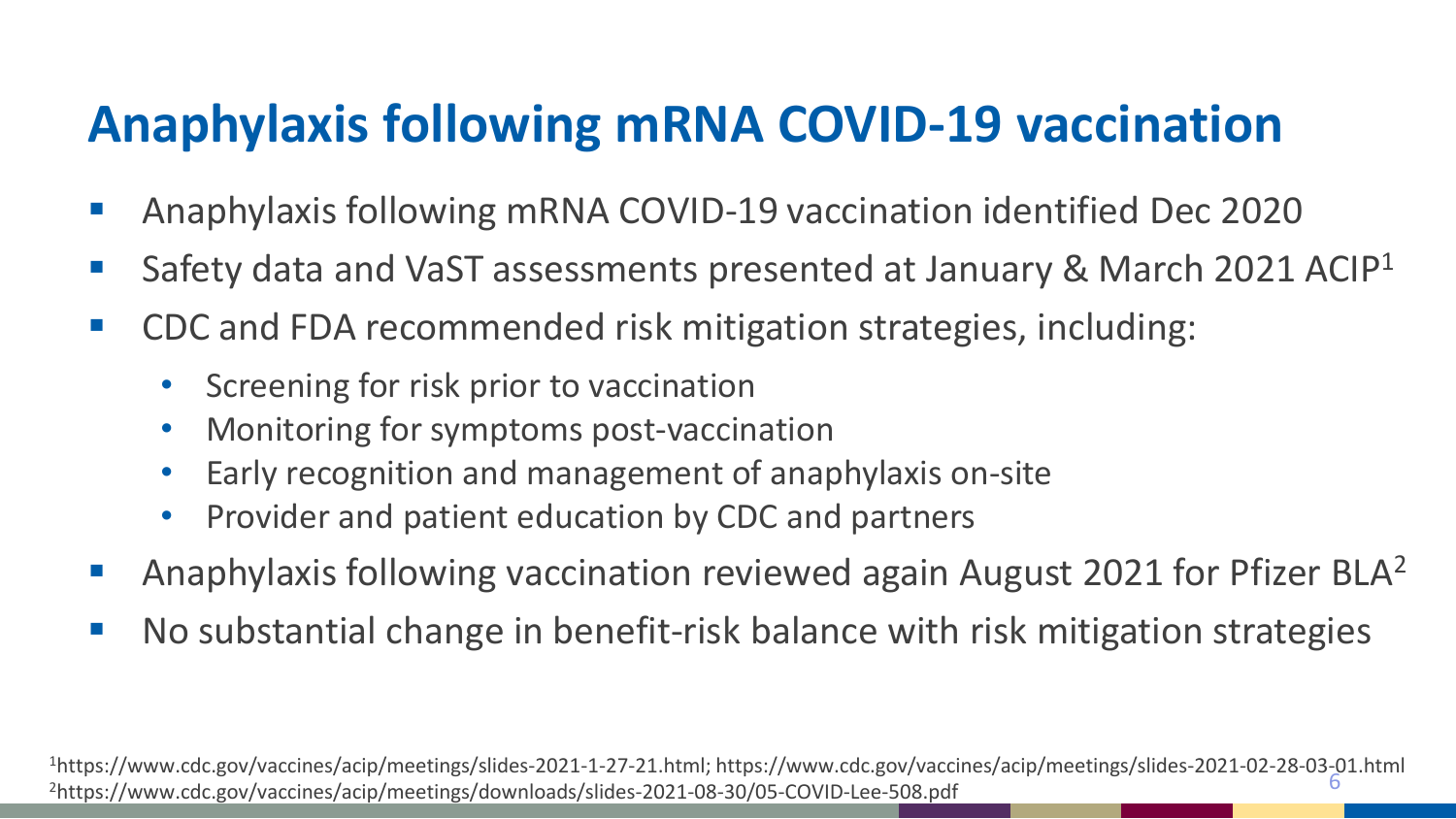# Anaphylaxis following mRNA COVID-19 vaccination

- Anaphylaxis following mRNA COVID-19 vaccination identified Dec 2020
- Safety data and VaST assessments presented at January & March 2021 ACIP[1]
- CDC and FDA recommended risk mitigation strategies, including:
  - Screening for risk prior to vaccination
  - Monitoring for symptoms post-vaccination
  - Early recognition and management of anaphylaxis on-site
  - Provider and patient education by CDC and partners
- Anaphylaxis following vaccination reviewed again August 2021 for Pfizer BLA[2]
- No substantial change in benefit-risk balance with risk mitigation strategies

[1]https://www.cdc.gov/vaccines/acip/meetings/slides-2021-1-27-21.html; https://www.cdc.gov/vaccines/acip/meetings/slides-2021-02-28-03-01.html
[2]https://www.cdc.gov/vaccines/acip/meetings/downloads/slides-2021-08-30/05-COVID-Lee-508.pdf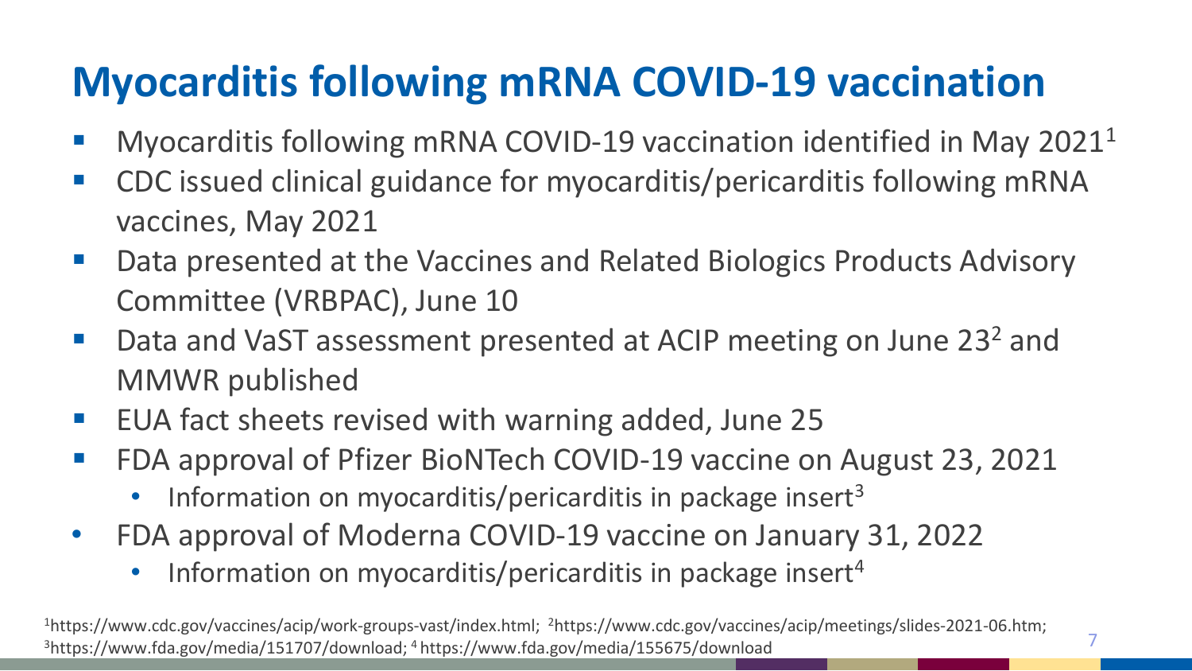# Myocarditis following mRNA COVID-19 vaccination

- Myocarditis following mRNA COVID-19 vaccination identified in May 2021[1]
- CDC issued clinical guidance for myocarditis/pericarditis following mRNA vaccines, May 2021
- Data presented at the Vaccines and Related Biologics Products Advisory Committee (VRBPAC), June 10
- Data and VaST assessment presented at ACIP meeting on June 23[2] and MMWR published
- EUA fact sheets revised with warning added, June 25
- FDA approval of Pfizer BioNTech COVID-19 vaccine on August 23, 2021
  - Information on myocarditis/pericarditis in package insert[3]
- FDA approval of Moderna COVID-19 vaccine on January 31, 2022
  - Information on myocarditis/pericarditis in package insert[4]

[1]https://www.cdc.gov/vaccines/acip/work-groups-vast/index.html; [2]https://www.cdc.gov/vaccines/acip/meetings/slides-2021-06.htm; [3]https://www.fda.gov/media/151707/download; [4] https://www.fda.gov/media/155675/download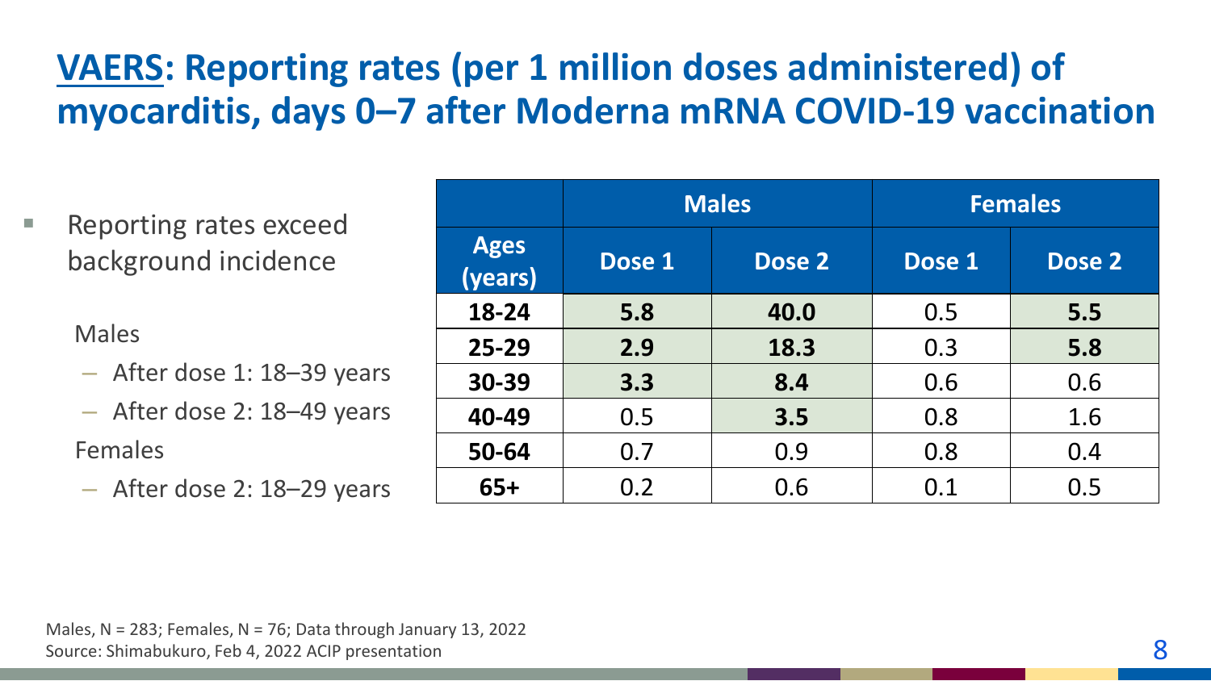# VAERS: Reporting rates (per 1 million doses administered) of myocarditis, days 0–7 after Moderna mRNA COVID-19 vaccination

- Reporting rates exceed background incidence

  Males
  - After dose 1: 18–39 years
  - After dose 2: 18–49 years

  Females
  - After dose 2: 18–29 years

| | Males | | Females | |
|---|---|---|---|---|
| **Ages (years)** | **Dose 1** | **Dose 2** | **Dose 1** | **Dose 2** |
| **18-24** | **5.8** | **40.0** | 0.5 | **5.5** |
| **25-29** | **2.9** | **18.3** | 0.3 | **5.8** |
| **30-39** | **3.3** | **8.4** | 0.6 | 0.6 |
| **40-49** | 0.5 | **3.5** | 0.8 | 1.6 |
| **50-64** | 0.7 | 0.9 | 0.8 | 0.4 |
| **65+** | 0.2 | 0.6 | 0.1 | 0.5 |

Males, N = 283; Females, N = 76; Data through January 13, 2022
Source: Shimabukuro, Feb 4, 2022 ACIP presentation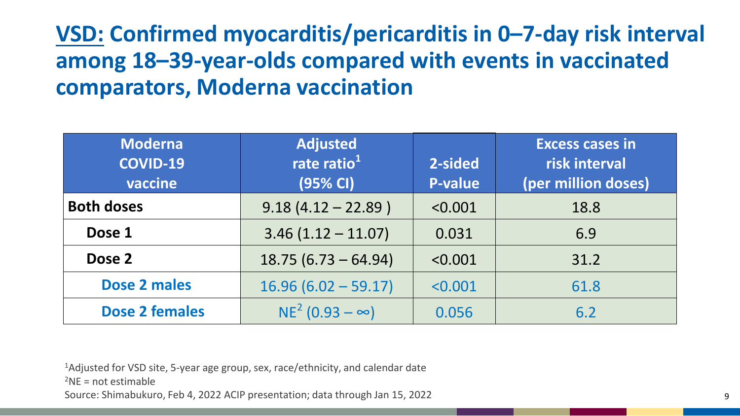## **VSD:** Confirmed myocarditis/pericarditis in 0–7-day risk interval among 18–39-year-olds compared with events in vaccinated comparators, Moderna vaccination

| Moderna COVID-19 vaccine | Adjusted rate ratio[1] (95% CI) | 2-sided P-value | Excess cases in risk interval (per million doses) |
|---|---|---|---|
| **Both doses** | 9.18 (4.12 – 22.89 ) | <0.001 | 18.8 |
| **Dose 1** | 3.46 (1.12 – 11.07) | 0.031 | 6.9 |
| **Dose 2** | 18.75 (6.73 – 64.94) | <0.001 | 31.2 |
| **Dose 2 males** | 16.96 (6.02 – 59.17) | <0.001 | 61.8 |
| **Dose 2 females** | NE[2] (0.93 – ∞) | 0.056 | 6.2 |

[1]Adjusted for VSD site, 5-year age group, sex, race/ethnicity, and calendar date
[2]NE = not estimable
Source: Shimabukuro, Feb 4, 2022 ACIP presentation; data through Jan 15, 2022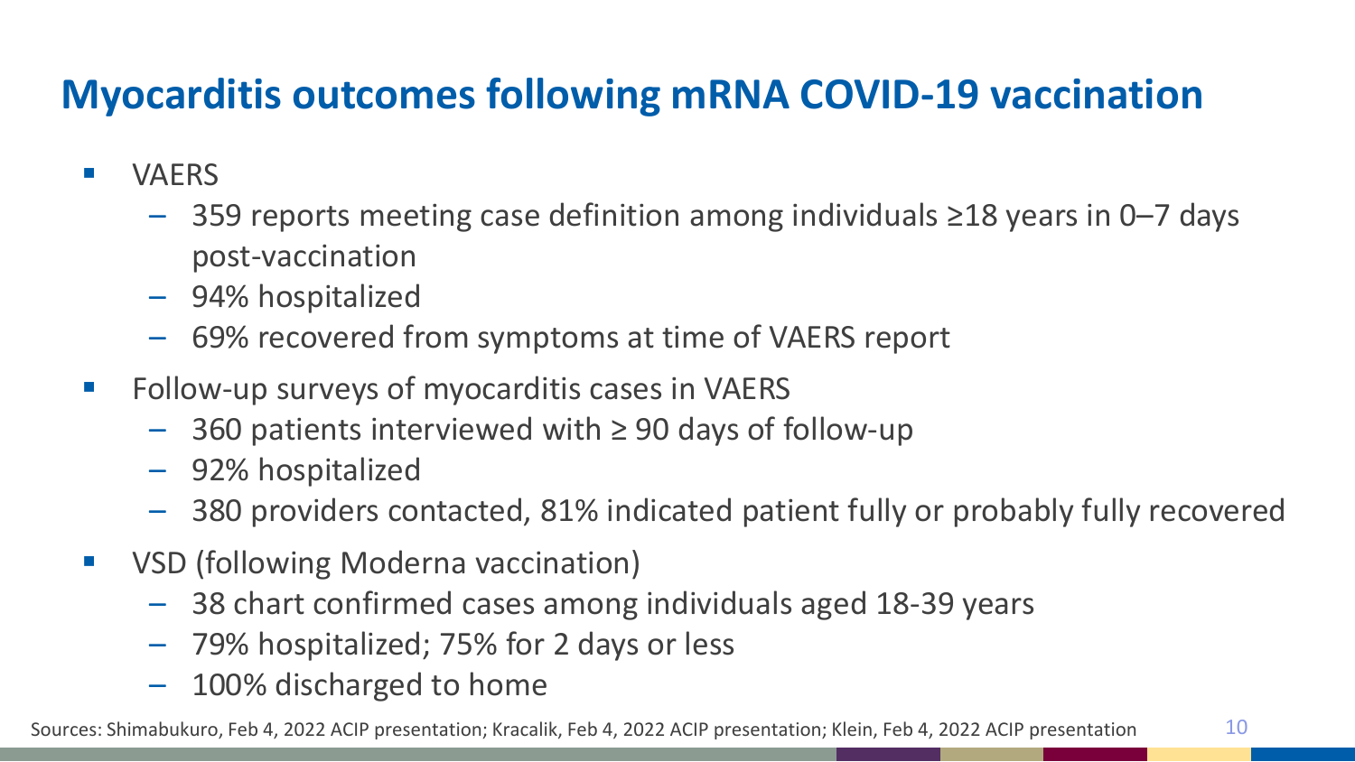# Myocarditis outcomes following mRNA COVID-19 vaccination

- VAERS
  - 359 reports meeting case definition among individuals ≥18 years in 0–7 days post-vaccination
  - 94% hospitalized
  - 69% recovered from symptoms at time of VAERS report
- Follow-up surveys of myocarditis cases in VAERS
  - 360 patients interviewed with ≥ 90 days of follow-up
  - 92% hospitalized
  - 380 providers contacted, 81% indicated patient fully or probably fully recovered
- VSD (following Moderna vaccination)
  - 38 chart confirmed cases among individuals aged 18-39 years
  - 79% hospitalized; 75% for 2 days or less
  - 100% discharged to home

Sources: Shimabukuro, Feb 4, 2022 ACIP presentation; Kracalik, Feb 4, 2022 ACIP presentation; Klein, Feb 4, 2022 ACIP presentation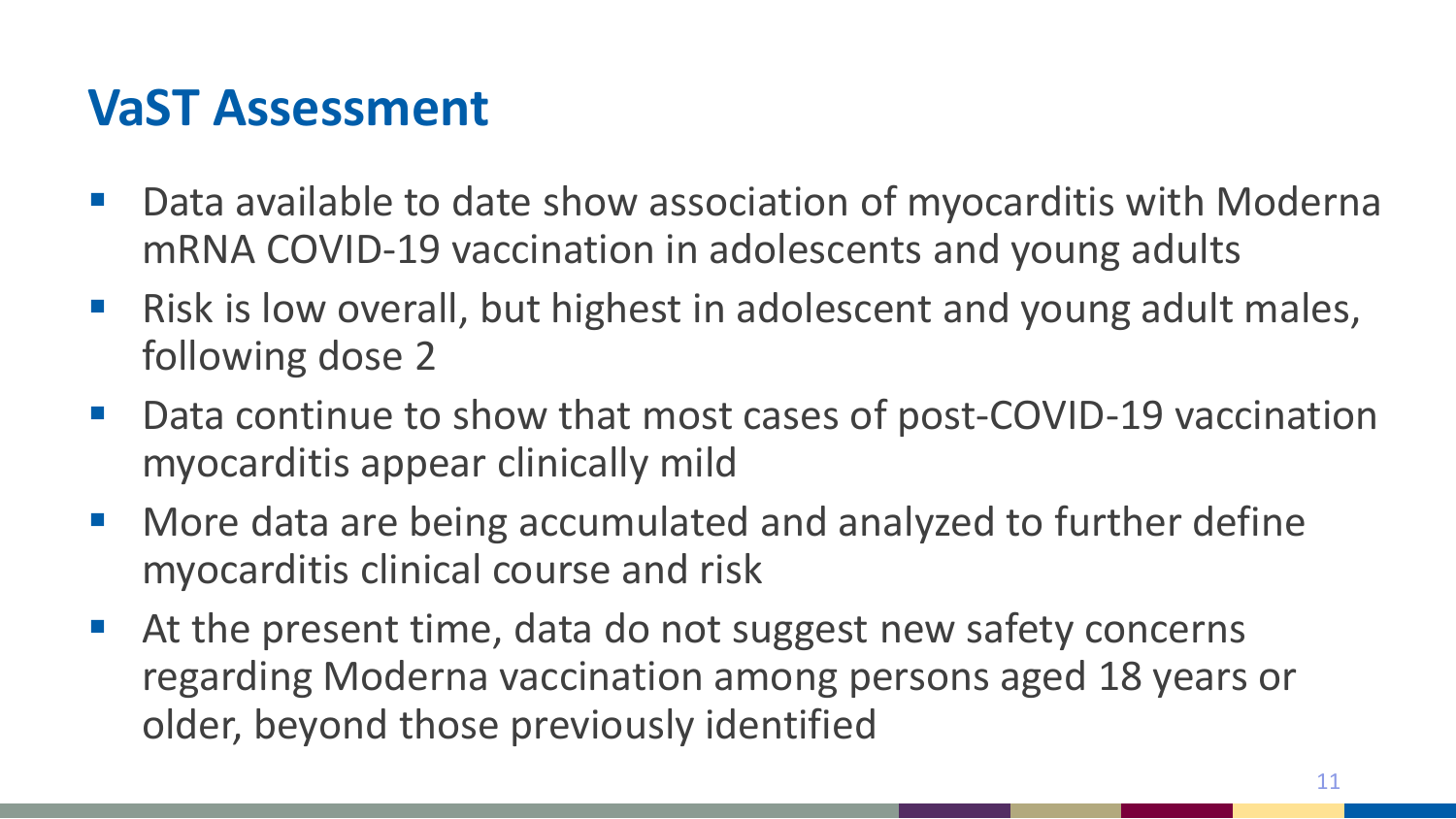# VaST Assessment

- Data available to date show association of myocarditis with Moderna mRNA COVID-19 vaccination in adolescents and young adults
- Risk is low overall, but highest in adolescent and young adult males, following dose 2
- Data continue to show that most cases of post-COVID-19 vaccination myocarditis appear clinically mild
- More data are being accumulated and analyzed to further define myocarditis clinical course and risk
- At the present time, data do not suggest new safety concerns regarding Moderna vaccination among persons aged 18 years or older, beyond those previously identified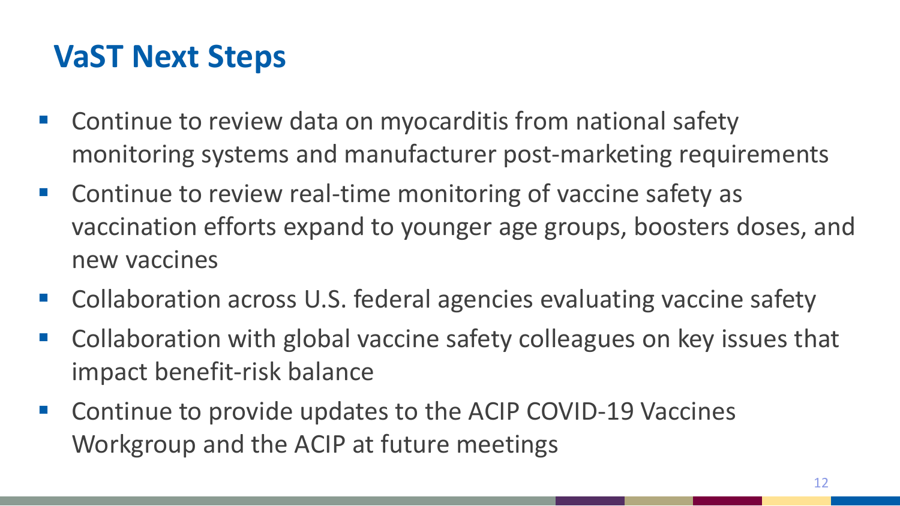# VaST Next Steps

- Continue to review data on myocarditis from national safety monitoring systems and manufacturer post-marketing requirements
- Continue to review real-time monitoring of vaccine safety as vaccination efforts expand to younger age groups, boosters doses, and new vaccines
- Collaboration across U.S. federal agencies evaluating vaccine safety
- Collaboration with global vaccine safety colleagues on key issues that impact benefit-risk balance
- Continue to provide updates to the ACIP COVID-19 Vaccines Workgroup and the ACIP at future meetings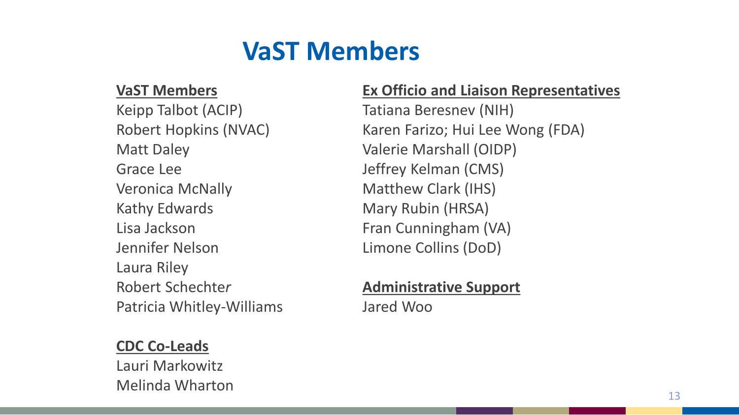# VaST Members

**VaST Members**

Keipp Talbot (ACIP)
Robert Hopkins (NVAC)
Matt Daley
Grace Lee
Veronica McNally
Kathy Edwards
Lisa Jackson
Jennifer Nelson
Laura Riley
Robert Schechter
Patricia Whitley-Williams

**CDC Co-Leads**

Lauri Markowitz
Melinda Wharton

**Ex Officio and Liaison Representatives**

Tatiana Beresnev (NIH)
Karen Farizo; Hui Lee Wong (FDA)
Valerie Marshall (OIDP)
Jeffrey Kelman (CMS)
Matthew Clark (IHS)
Mary Rubin (HRSA)
Fran Cunningham (VA)
Limone Collins (DoD)

**Administrative Support**

Jared Woo